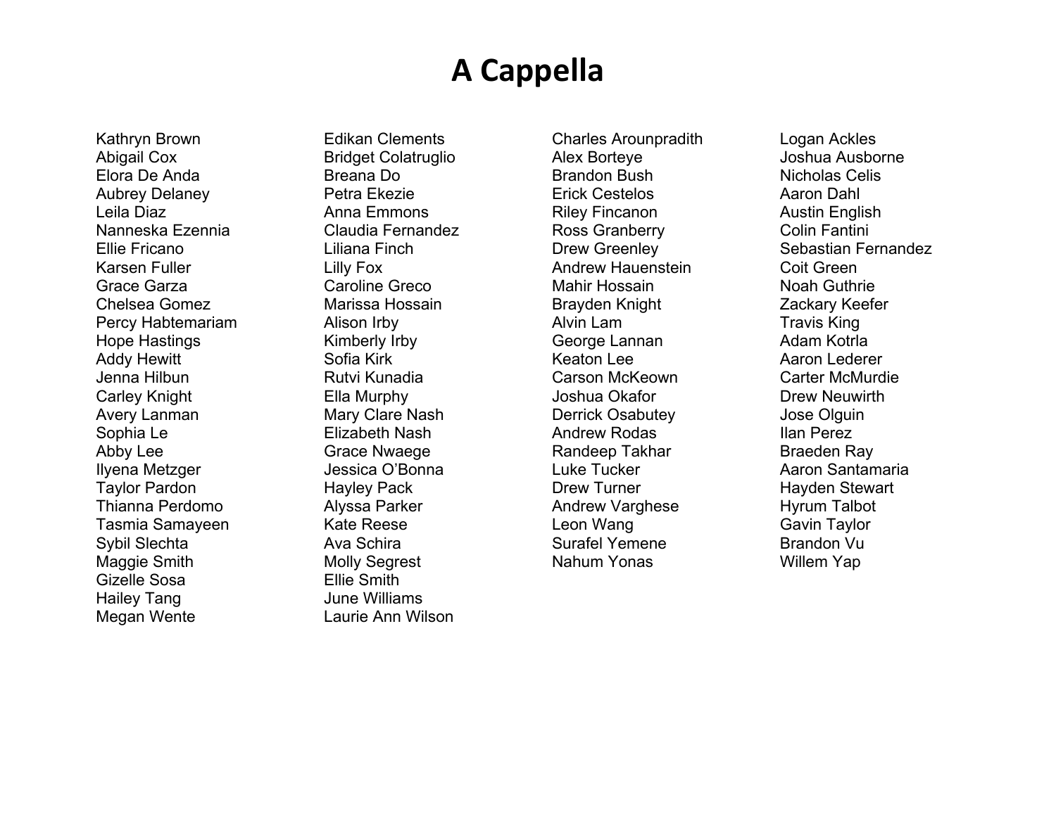# A Cappella

Kathryn Brown
Abigail Cox
Elora De Anda
Aubrey Delaney
Leila Diaz
Nanneska Ezennia
Ellie Fricano
Karsen Fuller
Grace Garza
Chelsea Gomez
Percy Habtemariam
Hope Hastings
Addy Hewitt
Jenna Hilbun
Carley Knight
Avery Lanman
Sophia Le
Abby Lee
Ilyena Metzger
Taylor Pardon
Thianna Perdomo
Tasmia Samayeen
Sybil Slechta
Maggie Smith
Gizelle Sosa
Hailey Tang
Megan Wente

Edikan Clements
Bridget Colatruglio
Breana Do
Petra Ekezie
Anna Emmons
Claudia Fernandez
Liliana Finch
Lilly Fox
Caroline Greco
Marissa Hossain
Alison Irby
Kimberly Irby
Sofia Kirk
Rutvi Kunadia
Ella Murphy
Mary Clare Nash
Elizabeth Nash
Grace Nwaege
Jessica O'Bonna
Hayley Pack
Alyssa Parker
Kate Reese
Ava Schira
Molly Segrest
Ellie Smith
June Williams
Laurie Ann Wilson

Charles Arounpradith
Alex Borteye
Brandon Bush
Erick Cestelos
Riley Fincanon
Ross Granberry
Drew Greenley
Andrew Hauenstein
Mahir Hossain
Brayden Knight
Alvin Lam
George Lannan
Keaton Lee
Carson McKeown
Joshua Okafor
Derrick Osabutey
Andrew Rodas
Randeep Takhar
Luke Tucker
Drew Turner
Andrew Varghese
Leon Wang
Surafel Yemene
Nahum Yonas

Logan Ackles
Joshua Ausborne
Nicholas Celis
Aaron Dahl
Austin English
Colin Fantini
Sebastian Fernandez
Coit Green
Noah Guthrie
Zackary Keefer
Travis King
Adam Kotrla
Aaron Lederer
Carter McMurdie
Drew Neuwirth
Jose Olguin
Ilan Perez
Braeden Ray
Aaron Santamaria
Hayden Stewart
Hyrum Talbot
Gavin Taylor
Brandon Vu
Willem Yap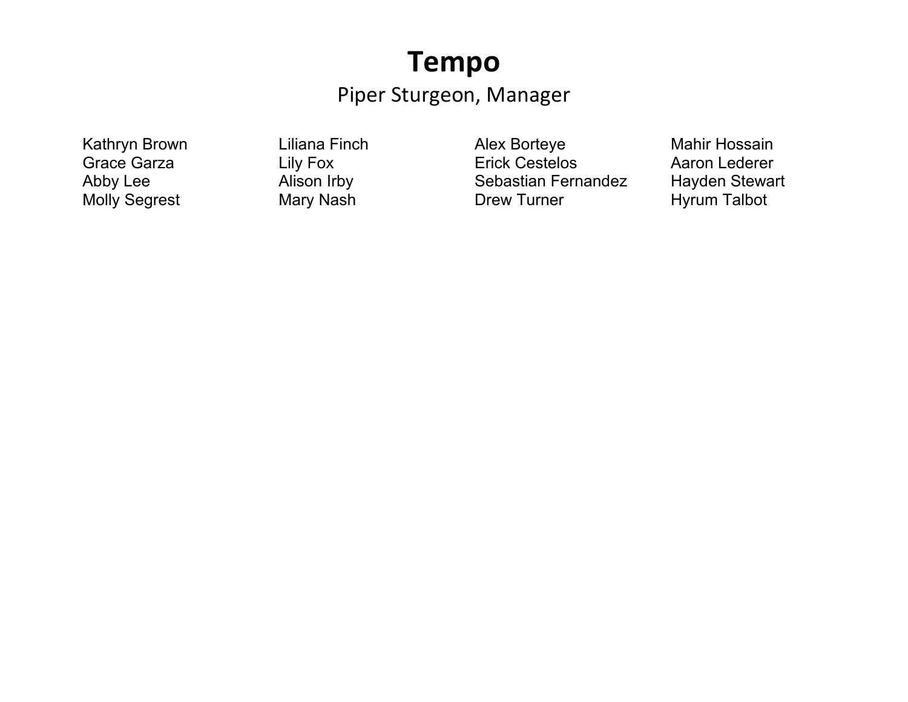# Tempo

Piper Sturgeon, Manager

Kathryn Brown
Grace Garza
Abby Lee
Molly Segrest

Liliana Finch
Lily Fox
Alison Irby
Mary Nash

Alex Borteye
Erick Cestelos
Sebastian Fernandez
Drew Turner

Mahir Hossain
Aaron Lederer
Hayden Stewart
Hyrum Talbot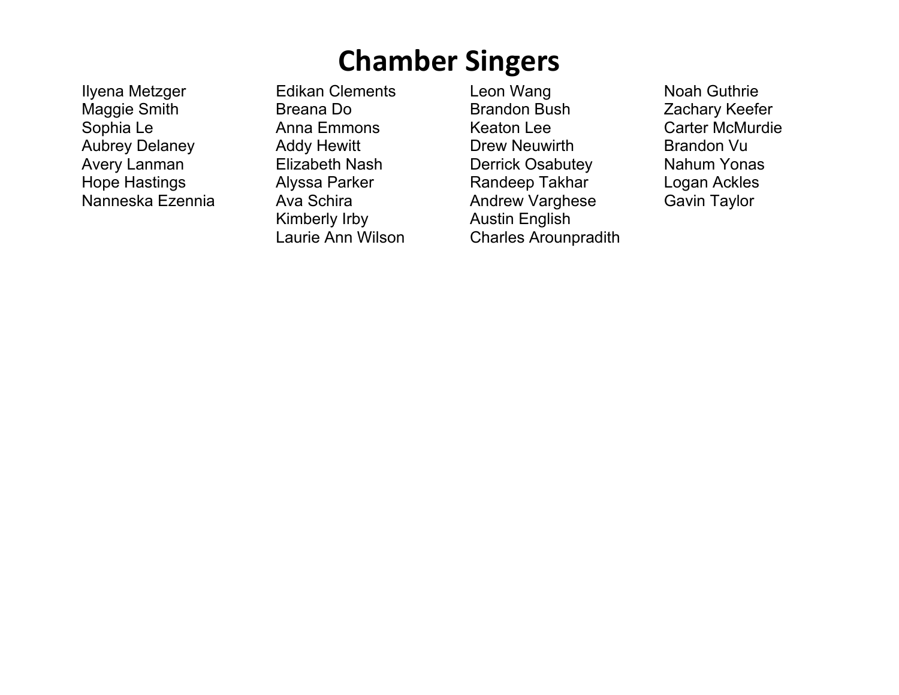# Chamber Singers

Ilyena Metzger
Maggie Smith
Sophia Le
Aubrey Delaney
Avery Lanman
Hope Hastings
Nanneska Ezennia

Edikan Clements
Breana Do
Anna Emmons
Addy Hewitt
Elizabeth Nash
Alyssa Parker
Ava Schira
Kimberly Irby
Laurie Ann Wilson

Leon Wang
Brandon Bush
Keaton Lee
Drew Neuwirth
Derrick Osabutey
Randeep Takhar
Andrew Varghese
Austin English
Charles Arounpradith

Noah Guthrie
Zachary Keefer
Carter McMurdie
Brandon Vu
Nahum Yonas
Logan Ackles
Gavin Taylor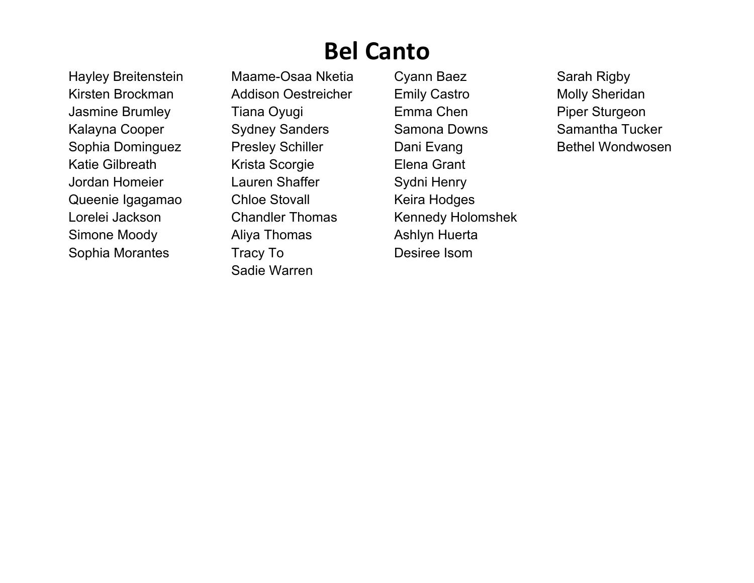# Bel Canto

Hayley Breitenstein
Kirsten Brockman
Jasmine Brumley
Kalayna Cooper
Sophia Dominguez
Katie Gilbreath
Jordan Homeier
Queenie Igagamao
Lorelei Jackson
Simone Moody
Sophia Morantes
Maame-Osaa Nketia
Addison Oestreicher
Tiana Oyugi
Sydney Sanders
Presley Schiller
Krista Scorgie
Lauren Shaffer
Chloe Stovall
Chandler Thomas
Aliya Thomas
Tracy To
Sadie Warren
Cyann Baez
Emily Castro
Emma Chen
Samona Downs
Dani Evang
Elena Grant
Sydni Henry
Keira Hodges
Kennedy Holomshek
Ashlyn Huerta
Desiree Isom
Sarah Rigby
Molly Sheridan
Piper Sturgeon
Samantha Tucker
Bethel Wondwosen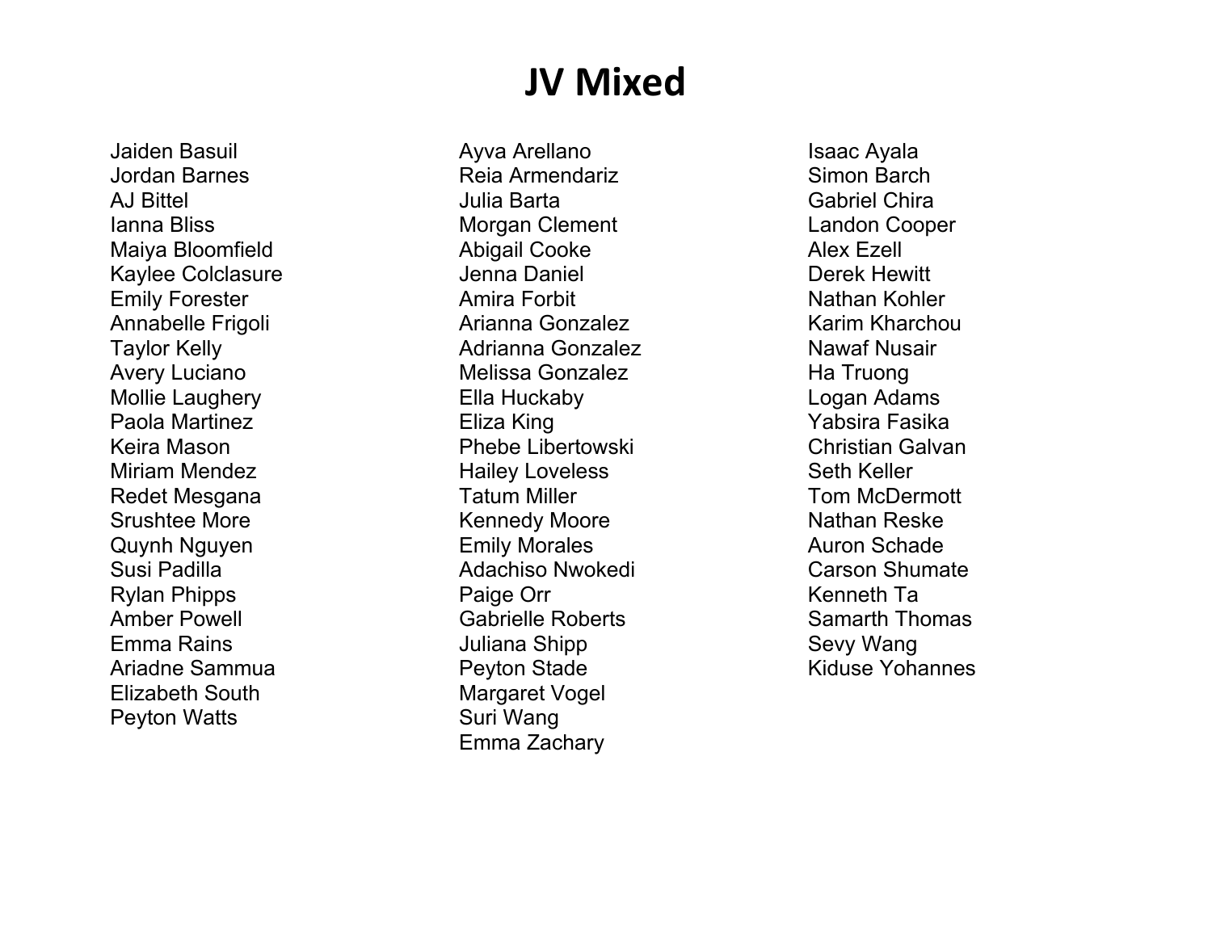# JV Mixed

Jaiden Basuil
Jordan Barnes
AJ Bittel
Ianna Bliss
Maiya Bloomfield
Kaylee Colclasure
Emily Forester
Annabelle Frigoli
Taylor Kelly
Avery Luciano
Mollie Laughery
Paola Martinez
Keira Mason
Miriam Mendez
Redet Mesgana
Srushtee More
Quynh Nguyen
Susi Padilla
Rylan Phipps
Amber Powell
Emma Rains
Ariadne Sammua
Elizabeth South
Peyton Watts

Ayva Arellano
Reia Armendariz
Julia Barta
Morgan Clement
Abigail Cooke
Jenna Daniel
Amira Forbit
Arianna Gonzalez
Adrianna Gonzalez
Melissa Gonzalez
Ella Huckaby
Eliza King
Phebe Libertowski
Hailey Loveless
Tatum Miller
Kennedy Moore
Emily Morales
Adachiso Nwokedi
Paige Orr
Gabrielle Roberts
Juliana Shipp
Peyton Stade
Margaret Vogel
Suri Wang
Emma Zachary

Isaac Ayala
Simon Barch
Gabriel Chira
Landon Cooper
Alex Ezell
Derek Hewitt
Nathan Kohler
Karim Kharchou
Nawaf Nusair
Ha Truong
Logan Adams
Yabsira Fasika
Christian Galvan
Seth Keller
Tom McDermott
Nathan Reske
Auron Schade
Carson Shumate
Kenneth Ta
Samarth Thomas
Sevy Wang
Kiduse Yohannes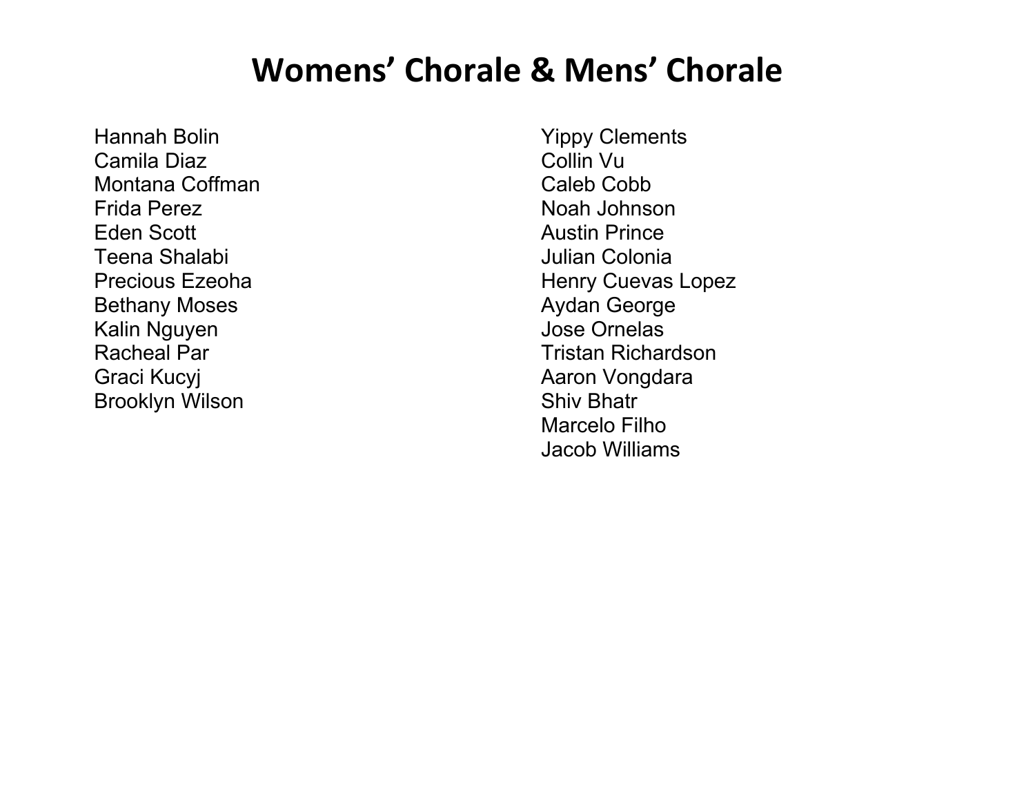# Womens' Chorale & Mens' Chorale

Hannah Bolin
Camila Diaz
Montana Coffman
Frida Perez
Eden Scott
Teena Shalabi
Precious Ezeoha
Bethany Moses
Kalin Nguyen
Racheal Par
Graci Kucyj
Brooklyn Wilson

Yippy Clements
Collin Vu
Caleb Cobb
Noah Johnson
Austin Prince
Julian Colonia
Henry Cuevas Lopez
Aydan George
Jose Ornelas
Tristan Richardson
Aaron Vongdara
Shiv Bhatr
Marcelo Filho
Jacob Williams